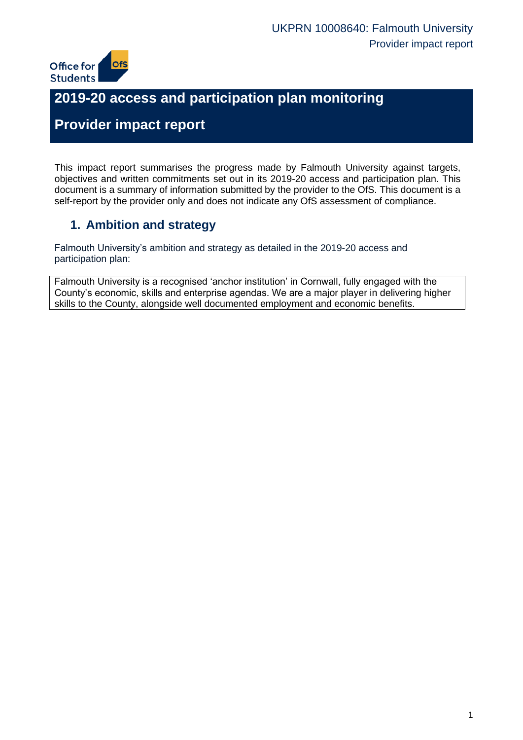# 2019-20 access and participation plan monitoring

# Provider impact report

This impact report summarises the progress made by Falmouth University against targets, objectives and written commitments set out in its 2019-20 access and participation plan. This document is a summary of information submitted by the provider to the OfS. This document is a self-report by the provider only and does not indicate any OfS assessment of compliance.

## 1. Ambition and strategy

Falmouth University's ambition and strategy as detailed in the 2019-20 access and participation plan:

> Falmouth University is a recognised 'anchor institution' in Cornwall, fully engaged with the County's economic, skills and enterprise agendas. We are a major player in delivering higher skills to the County, alongside well documented employment and economic benefits.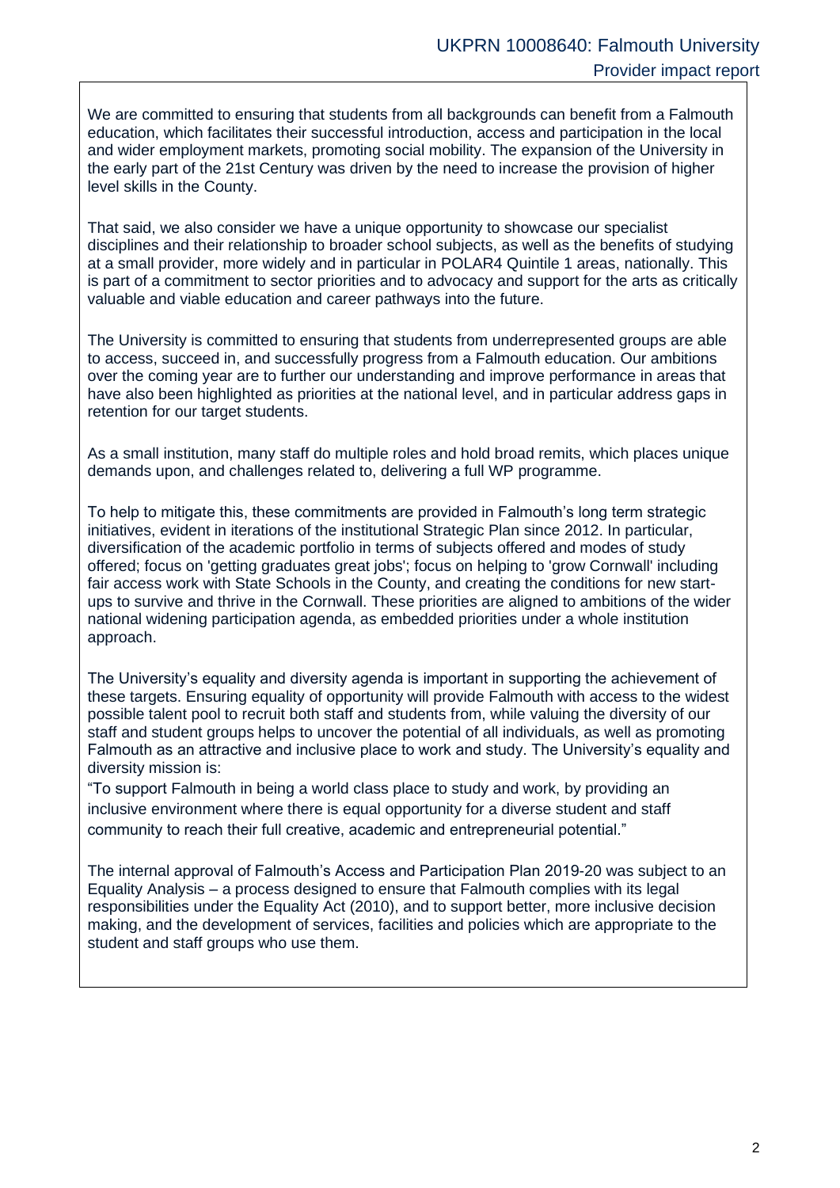We are committed to ensuring that students from all backgrounds can benefit from a Falmouth education, which facilitates their successful introduction, access and participation in the local and wider employment markets, promoting social mobility. The expansion of the University in the early part of the 21st Century was driven by the need to increase the provision of higher level skills in the County.

That said, we also consider we have a unique opportunity to showcase our specialist disciplines and their relationship to broader school subjects, as well as the benefits of studying at a small provider, more widely and in particular in POLAR4 Quintile 1 areas, nationally. This is part of a commitment to sector priorities and to advocacy and support for the arts as critically valuable and viable education and career pathways into the future.

The University is committed to ensuring that students from underrepresented groups are able to access, succeed in, and successfully progress from a Falmouth education. Our ambitions over the coming year are to further our understanding and improve performance in areas that have also been highlighted as priorities at the national level, and in particular address gaps in retention for our target students.

As a small institution, many staff do multiple roles and hold broad remits, which places unique demands upon, and challenges related to, delivering a full WP programme.

To help to mitigate this, these commitments are provided in Falmouth's long term strategic initiatives, evident in iterations of the institutional Strategic Plan since 2012. In particular, diversification of the academic portfolio in terms of subjects offered and modes of study offered; focus on 'getting graduates great jobs'; focus on helping to 'grow Cornwall' including fair access work with State Schools in the County, and creating the conditions for new start-ups to survive and thrive in the Cornwall. These priorities are aligned to ambitions of the wider national widening participation agenda, as embedded priorities under a whole institution approach.

The University's equality and diversity agenda is important in supporting the achievement of these targets. Ensuring equality of opportunity will provide Falmouth with access to the widest possible talent pool to recruit both staff and students from, while valuing the diversity of our staff and student groups helps to uncover the potential of all individuals, as well as promoting Falmouth as an attractive and inclusive place to work and study. The University's equality and diversity mission is:

"To support Falmouth in being a world class place to study and work, by providing an inclusive environment where there is equal opportunity for a diverse student and staff community to reach their full creative, academic and entrepreneurial potential."

The internal approval of Falmouth's Access and Participation Plan 2019-20 was subject to an Equality Analysis – a process designed to ensure that Falmouth complies with its legal responsibilities under the Equality Act (2010), and to support better, more inclusive decision making, and the development of services, facilities and policies which are appropriate to the student and staff groups who use them.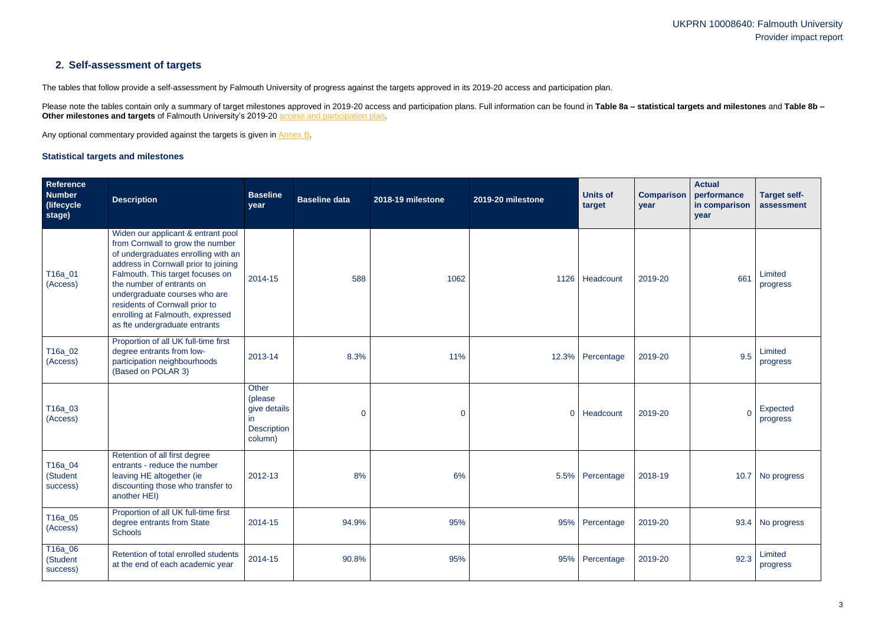## 2. Self-assessment of targets

The tables that follow provide a self-assessment by Falmouth University of progress against the targets approved in its 2019-20 access and participation plan.

Please note the tables contain only a summary of target milestones approved in 2019-20 access and participation plans. Full information can be found in **Table 8a – statistical targets and milestones** and **Table 8b – Other milestones and targets** of Falmouth University's 2019-20 access and participation plan.

Any optional commentary provided against the targets is given in Annex B.

### Statistical targets and milestones

| Reference Number (lifecycle stage) | Description | Baseline year | Baseline data | 2018-19 milestone | 2019-20 milestone | Units of target | Comparison year | Actual performance in comparison year | Target self-assessment |
|---|---|---|---|---|---|---|---|---|---|
| T16a_01 (Access) | Widen our applicant & entrant pool from Cornwall to grow the number of undergraduates enrolling with an address in Cornwall prior to joining Falmouth. This target focuses on the number of entrants on undergraduate courses who are residents of Cornwall prior to enrolling at Falmouth, expressed as fte undergraduate entrants | 2014-15 | 588 | 1062 | 1126 | Headcount | 2019-20 | 661 | Limited progress |
| T16a_02 (Access) | Proportion of all UK full-time first degree entrants from low-participation neighbourhoods (Based on POLAR 3) | 2013-14 | 8.3% | 11% | 12.3% | Percentage | 2019-20 | 9.5 | Limited progress |
| T16a_03 (Access) | | Other (please give details in Description column) | 0 | 0 | 0 | Headcount | 2019-20 | 0 | Expected progress |
| T16a_04 (Student success) | Retention of all first degree entrants - reduce the number leaving HE altogether (ie discounting those who transfer to another HEI) | 2012-13 | 8% | 6% | 5.5% | Percentage | 2018-19 | 10.7 | No progress |
| T16a_05 (Access) | Proportion of all UK full-time first degree entrants from State Schools | 2014-15 | 94.9% | 95% | 95% | Percentage | 2019-20 | 93.4 | No progress |
| T16a_06 (Student success) | Retention of total enrolled students at the end of each academic year | 2014-15 | 90.8% | 95% | 95% | Percentage | 2019-20 | 92.3 | Limited progress |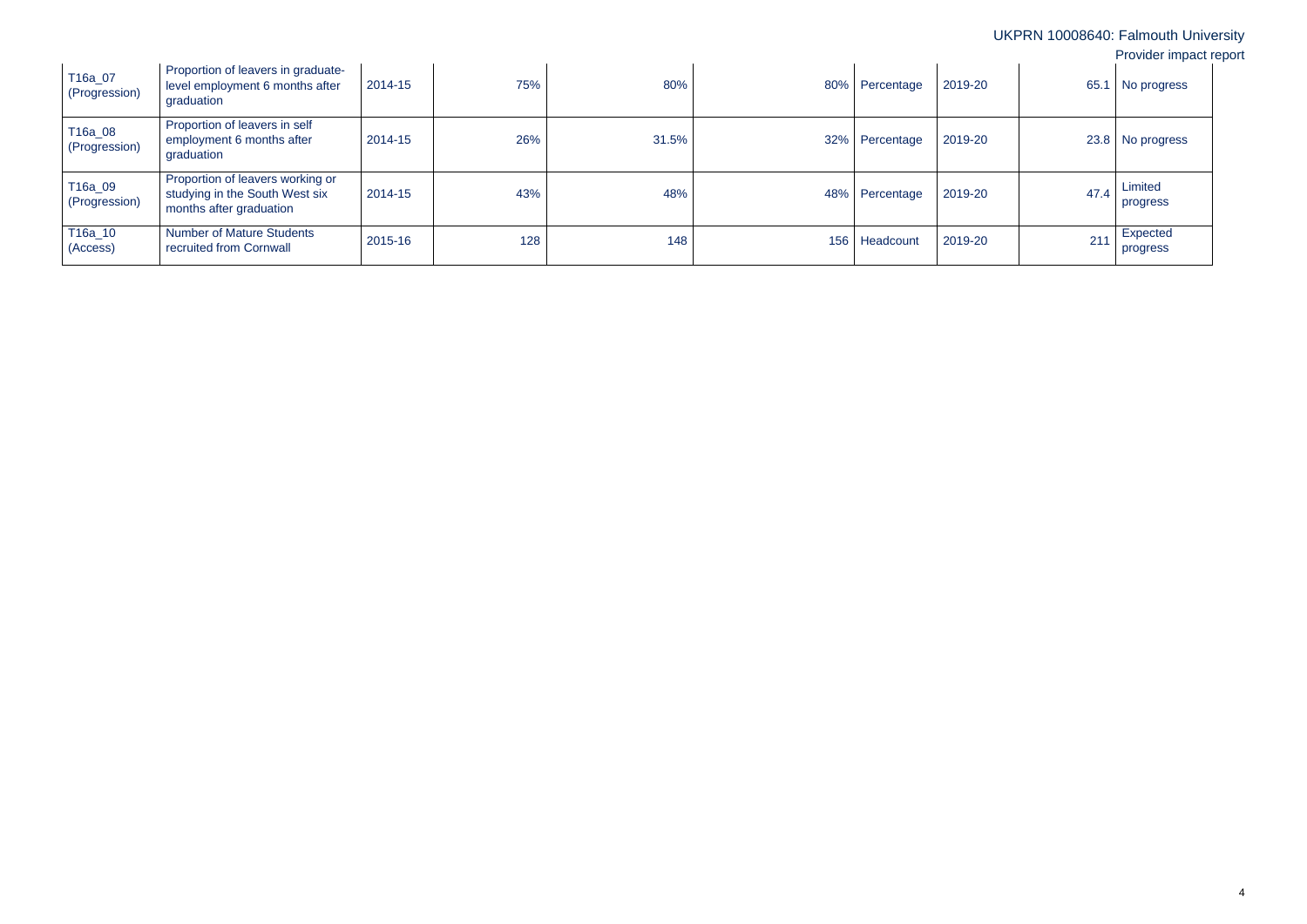| | | | | | | | | | |
|---|---|---|---|---|---|---|---|---|---|
| T16a_07 (Progression) | Proportion of leavers in graduate-level employment 6 months after graduation | 2014-15 | 75% | 80% | 80% | Percentage | 2019-20 | 65.1 | No progress |
| T16a_08 (Progression) | Proportion of leavers in self employment 6 months after graduation | 2014-15 | 26% | 31.5% | 32% | Percentage | 2019-20 | 23.8 | No progress |
| T16a_09 (Progression) | Proportion of leavers working or studying in the South West six months after graduation | 2014-15 | 43% | 48% | 48% | Percentage | 2019-20 | 47.4 | Limited progress |
| T16a_10 (Access) | Number of Mature Students recruited from Cornwall | 2015-16 | 128 | 148 | 156 | Headcount | 2019-20 | 211 | Expected progress |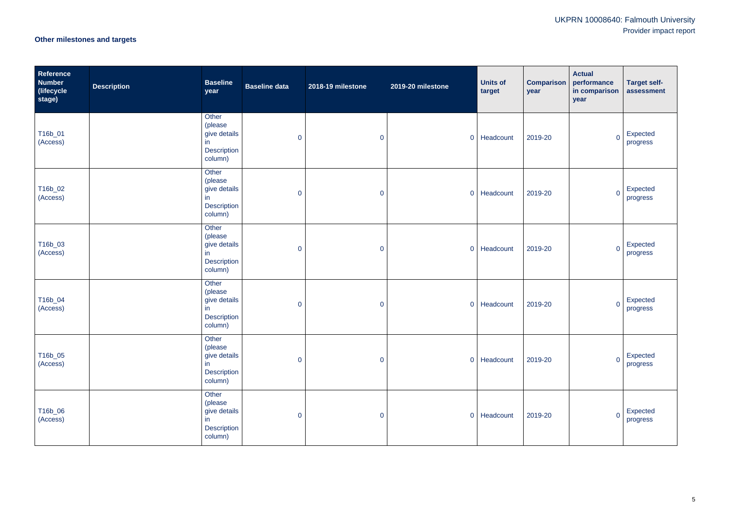**Other milestones and targets**

| Reference Number (lifecycle stage) | Description | Baseline year | Baseline data | 2018-19 milestone | 2019-20 milestone | Units of target | Comparison year | Actual performance in comparison year | Target self-assessment |
|---|---|---|---|---|---|---|---|---|---|
| T16b_01 (Access) | | Other (please give details in Description column) | 0 | 0 | 0 | Headcount | 2019-20 | 0 | Expected progress |
| T16b_02 (Access) | | Other (please give details in Description column) | 0 | 0 | 0 | Headcount | 2019-20 | 0 | Expected progress |
| T16b_03 (Access) | | Other (please give details in Description column) | 0 | 0 | 0 | Headcount | 2019-20 | 0 | Expected progress |
| T16b_04 (Access) | | Other (please give details in Description column) | 0 | 0 | 0 | Headcount | 2019-20 | 0 | Expected progress |
| T16b_05 (Access) | | Other (please give details in Description column) | 0 | 0 | 0 | Headcount | 2019-20 | 0 | Expected progress |
| T16b_06 (Access) | | Other (please give details in Description column) | 0 | 0 | 0 | Headcount | 2019-20 | 0 | Expected progress |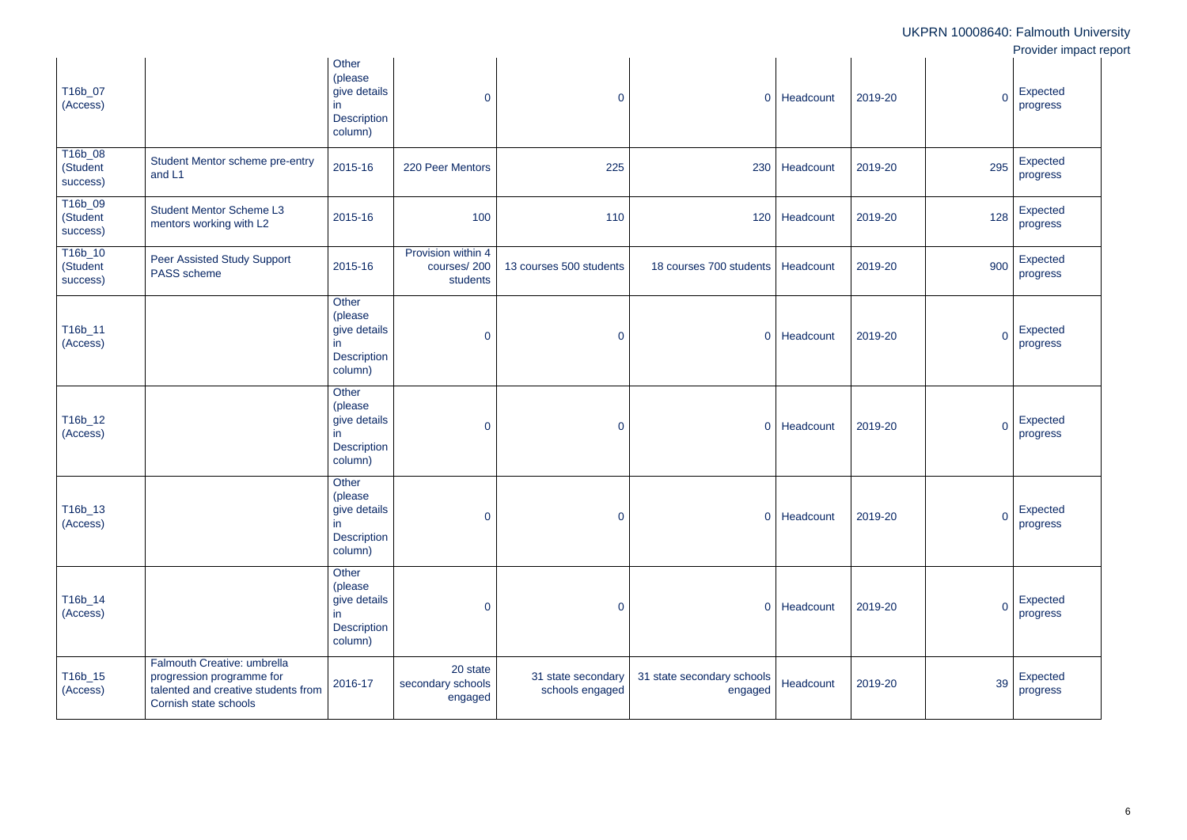| | | | | | | | | | |
|---|---|---|---|---|---|---|---|---|---|
| T16b_07 (Access) | | Other (please give details in Description column) | 0 | 0 | 0 | Headcount | 2019-20 | 0 | Expected progress |
| T16b_08 (Student success) | Student Mentor scheme pre-entry and L1 | 2015-16 | 220 Peer Mentors | 225 | 230 | Headcount | 2019-20 | 295 | Expected progress |
| T16b_09 (Student success) | Student Mentor Scheme L3 mentors working with L2 | 2015-16 | 100 | 110 | 120 | Headcount | 2019-20 | 128 | Expected progress |
| T16b_10 (Student success) | Peer Assisted Study Support PASS scheme | 2015-16 | Provision within 4 courses/ 200 students | 13 courses 500 students | 18 courses 700 students | Headcount | 2019-20 | 900 | Expected progress |
| T16b_11 (Access) | | Other (please give details in Description column) | 0 | 0 | 0 | Headcount | 2019-20 | 0 | Expected progress |
| T16b_12 (Access) | | Other (please give details in Description column) | 0 | 0 | 0 | Headcount | 2019-20 | 0 | Expected progress |
| T16b_13 (Access) | | Other (please give details in Description column) | 0 | 0 | 0 | Headcount | 2019-20 | 0 | Expected progress |
| T16b_14 (Access) | | Other (please give details in Description column) | 0 | 0 | 0 | Headcount | 2019-20 | 0 | Expected progress |
| T16b_15 (Access) | Falmouth Creative: umbrella progression programme for talented and creative students from Cornish state schools | 2016-17 | 20 state secondary schools engaged | 31 state secondary schools engaged | 31 state secondary schools engaged | Headcount | 2019-20 | 39 | Expected progress |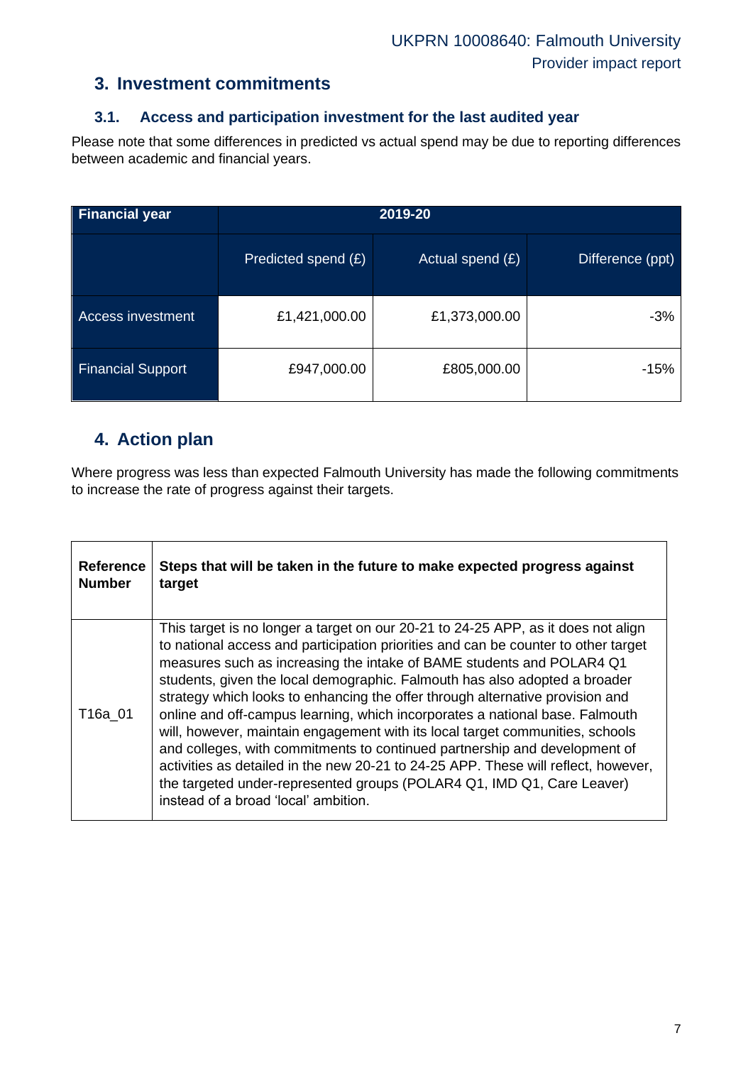## 3. Investment commitments

### 3.1. Access and participation investment for the last audited year

Please note that some differences in predicted vs actual spend may be due to reporting differences between academic and financial years.

| Financial year | 2019-20 | | |
|---|---|---|---|
| | Predicted spend (£) | Actual spend (£) | Difference (ppt) |
| Access investment | £1,421,000.00 | £1,373,000.00 | -3% |
| Financial Support | £947,000.00 | £805,000.00 | -15% |

## 4. Action plan

Where progress was less than expected Falmouth University has made the following commitments to increase the rate of progress against their targets.

| Reference Number | Steps that will be taken in the future to make expected progress against target |
|---|---|
| T16a_01 | This target is no longer a target on our 20-21 to 24-25 APP, as it does not align to national access and participation priorities and can be counter to other target measures such as increasing the intake of BAME students and POLAR4 Q1 students, given the local demographic. Falmouth has also adopted a broader strategy which looks to enhancing the offer through alternative provision and online and off-campus learning, which incorporates a national base. Falmouth will, however, maintain engagement with its local target communities, schools and colleges, with commitments to continued partnership and development of activities as detailed in the new 20-21 to 24-25 APP. These will reflect, however, the targeted under-represented groups (POLAR4 Q1, IMD Q1, Care Leaver) instead of a broad 'local' ambition. |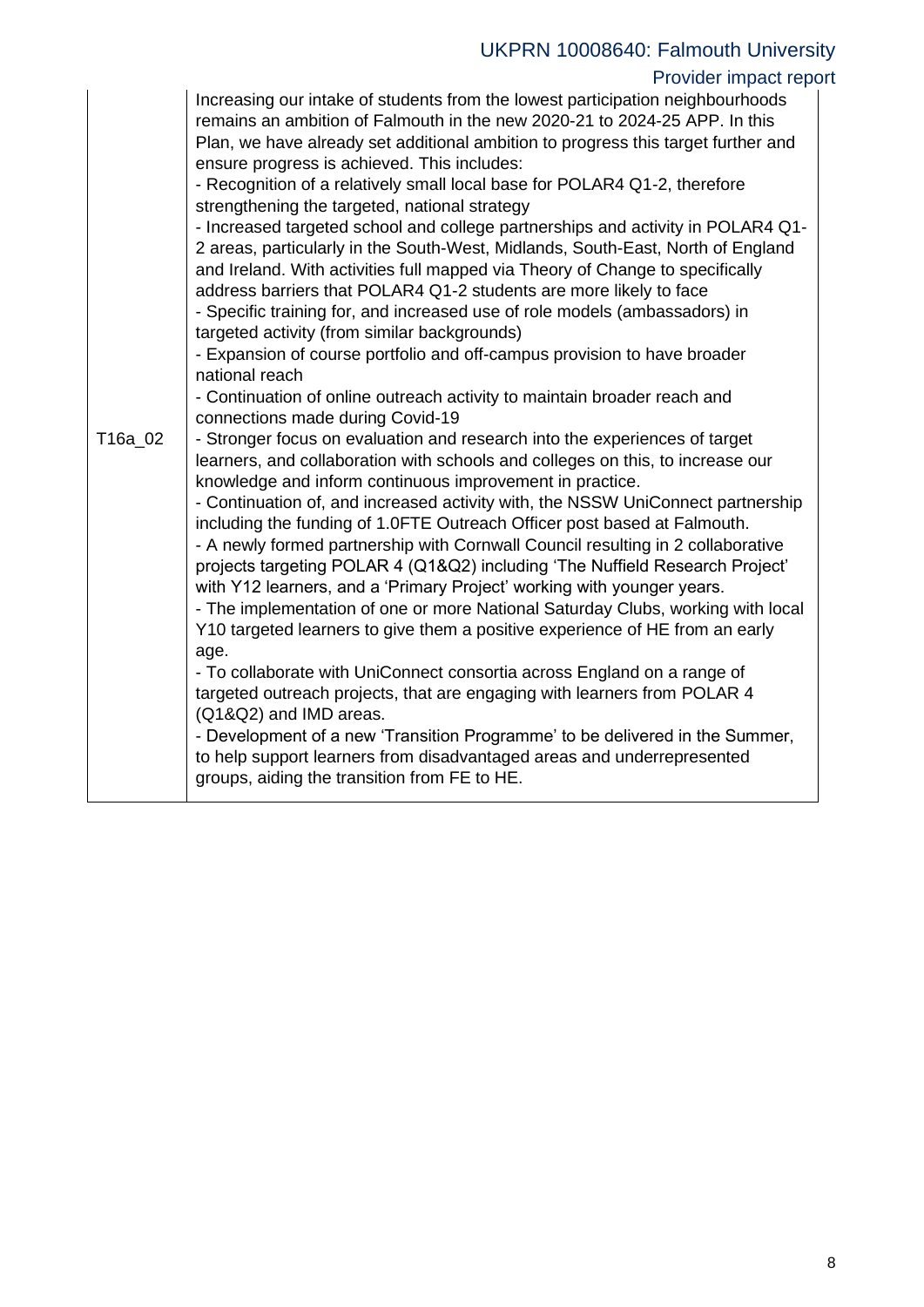| | |
|---|---|
| T16a_02 | Increasing our intake of students from the lowest participation neighbourhoods remains an ambition of Falmouth in the new 2020-21 to 2024-25 APP. In this Plan, we have already set additional ambition to progress this target further and ensure progress is achieved. This includes:<br>- Recognition of a relatively small local base for POLAR4 Q1-2, therefore strengthening the targeted, national strategy<br>- Increased targeted school and college partnerships and activity in POLAR4 Q1-2 areas, particularly in the South-West, Midlands, South-East, North of England and Ireland. With activities full mapped via Theory of Change to specifically address barriers that POLAR4 Q1-2 students are more likely to face<br>- Specific training for, and increased use of role models (ambassadors) in targeted activity (from similar backgrounds)<br>- Expansion of course portfolio and off-campus provision to have broader national reach<br>- Continuation of online outreach activity to maintain broader reach and connections made during Covid-19<br>- Stronger focus on evaluation and research into the experiences of target learners, and collaboration with schools and colleges on this, to increase our knowledge and inform continuous improvement in practice.<br>- Continuation of, and increased activity with, the NSSW UniConnect partnership including the funding of 1.0FTE Outreach Officer post based at Falmouth.<br>- A newly formed partnership with Cornwall Council resulting in 2 collaborative projects targeting POLAR 4 (Q1&Q2) including 'The Nuffield Research Project' with Y12 learners, and a 'Primary Project' working with younger years.<br>- The implementation of one or more National Saturday Clubs, working with local Y10 targeted learners to give them a positive experience of HE from an early age.<br>- To collaborate with UniConnect consortia across England on a range of targeted outreach projects, that are engaging with learners from POLAR 4 (Q1&Q2) and IMD areas.<br>- Development of a new 'Transition Programme' to be delivered in the Summer, to help support learners from disadvantaged areas and underrepresented groups, aiding the transition from FE to HE. |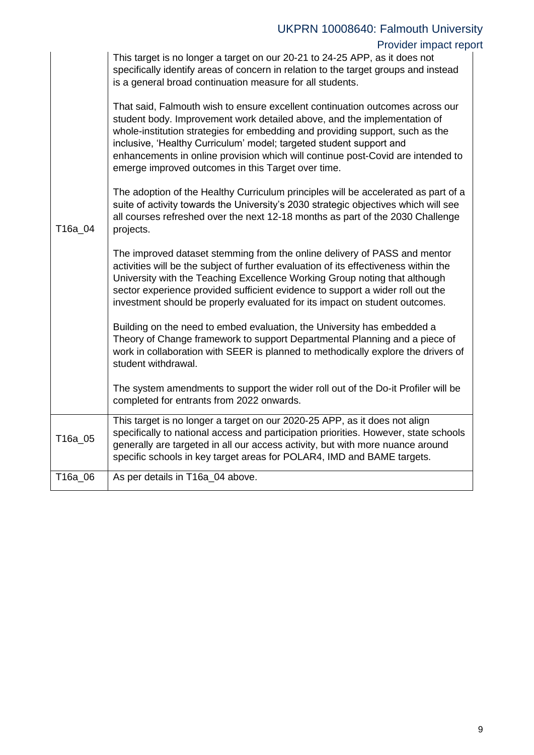| | |
|---|---|
| T16a_04 | This target is no longer a target on our 20-21 to 24-25 APP, as it does not specifically identify areas of concern in relation to the target groups and instead is a general broad continuation measure for all students.<br><br>That said, Falmouth wish to ensure excellent continuation outcomes across our student body. Improvement work detailed above, and the implementation of whole-institution strategies for embedding and providing support, such as the inclusive, 'Healthy Curriculum' model; targeted student support and enhancements in online provision which will continue post-Covid are intended to emerge improved outcomes in this Target over time.<br><br>The adoption of the Healthy Curriculum principles will be accelerated as part of a suite of activity towards the University's 2030 strategic objectives which will see all courses refreshed over the next 12-18 months as part of the 2030 Challenge projects.<br><br>The improved dataset stemming from the online delivery of PASS and mentor activities will be the subject of further evaluation of its effectiveness within the University with the Teaching Excellence Working Group noting that although sector experience provided sufficient evidence to support a wider roll out the investment should be properly evaluated for its impact on student outcomes.<br><br>Building on the need to embed evaluation, the University has embedded a Theory of Change framework to support Departmental Planning and a piece of work in collaboration with SEER is planned to methodically explore the drivers of student withdrawal.<br><br>The system amendments to support the wider roll out of the Do-it Profiler will be completed for entrants from 2022 onwards. |
| T16a_05 | This target is no longer a target on our 2020-25 APP, as it does not align specifically to national access and participation priorities. However, state schools generally are targeted in all our access activity, but with more nuance around specific schools in key target areas for POLAR4, IMD and BAME targets. |
| T16a_06 | As per details in T16a_04 above. |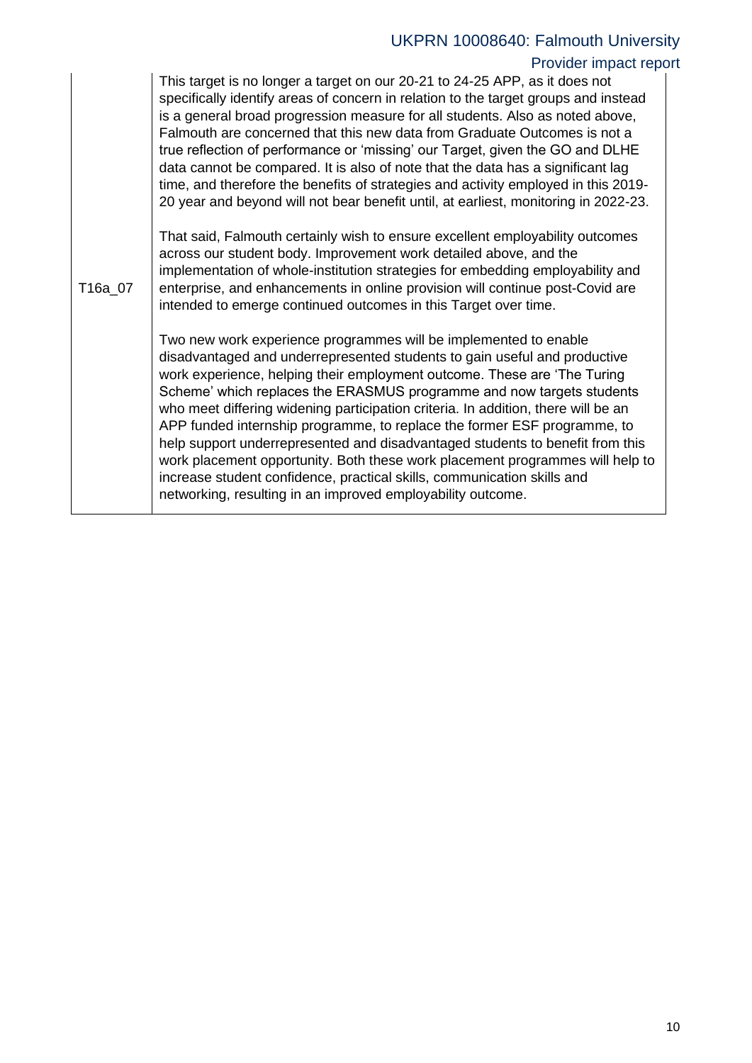| | |
|---|---|
| T16a_07 | This target is no longer a target on our 20-21 to 24-25 APP, as it does not specifically identify areas of concern in relation to the target groups and instead is a general broad progression measure for all students. Also as noted above, Falmouth are concerned that this new data from Graduate Outcomes is not a true reflection of performance or 'missing' our Target, given the GO and DLHE data cannot be compared. It is also of note that the data has a significant lag time, and therefore the benefits of strategies and activity employed in this 2019-20 year and beyond will not bear benefit until, at earliest, monitoring in 2022-23.<br><br>That said, Falmouth certainly wish to ensure excellent employability outcomes across our student body. Improvement work detailed above, and the implementation of whole-institution strategies for embedding employability and enterprise, and enhancements in online provision will continue post-Covid are intended to emerge continued outcomes in this Target over time.<br><br>Two new work experience programmes will be implemented to enable disadvantaged and underrepresented students to gain useful and productive work experience, helping their employment outcome. These are 'The Turing Scheme' which replaces the ERASMUS programme and now targets students who meet differing widening participation criteria. In addition, there will be an APP funded internship programme, to replace the former ESF programme, to help support underrepresented and disadvantaged students to benefit from this work placement opportunity. Both these work placement programmes will help to increase student confidence, practical skills, communication skills and networking, resulting in an improved employability outcome. |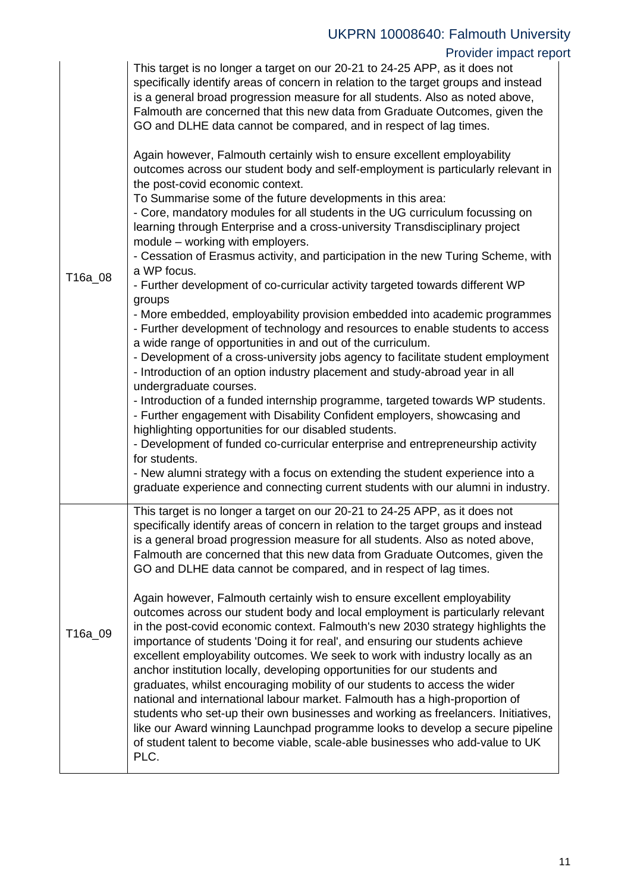| | |
|---|---|
| T16a_08 | This target is no longer a target on our 20-21 to 24-25 APP, as it does not specifically identify areas of concern in relation to the target groups and instead is a general broad progression measure for all students. Also as noted above, Falmouth are concerned that this new data from Graduate Outcomes, given the GO and DLHE data cannot be compared, and in respect of lag times.<br><br>Again however, Falmouth certainly wish to ensure excellent employability outcomes across our student body and self-employment is particularly relevant in the post-covid economic context.<br>To Summarise some of the future developments in this area:<br>- Core, mandatory modules for all students in the UG curriculum focussing on learning through Enterprise and a cross-university Transdisciplinary project module – working with employers.<br>- Cessation of Erasmus activity, and participation in the new Turing Scheme, with a WP focus.<br>- Further development of co-curricular activity targeted towards different WP groups<br>- More embedded, employability provision embedded into academic programmes<br>- Further development of technology and resources to enable students to access a wide range of opportunities in and out of the curriculum.<br>- Development of a cross-university jobs agency to facilitate student employment<br>- Introduction of an option industry placement and study-abroad year in all undergraduate courses.<br>- Introduction of a funded internship programme, targeted towards WP students.<br>- Further engagement with Disability Confident employers, showcasing and highlighting opportunities for our disabled students.<br>- Development of funded co-curricular enterprise and entrepreneurship activity for students.<br>- New alumni strategy with a focus on extending the student experience into a graduate experience and connecting current students with our alumni in industry. |
| T16a_09 | This target is no longer a target on our 20-21 to 24-25 APP, as it does not specifically identify areas of concern in relation to the target groups and instead is a general broad progression measure for all students. Also as noted above, Falmouth are concerned that this new data from Graduate Outcomes, given the GO and DLHE data cannot be compared, and in respect of lag times.<br><br>Again however, Falmouth certainly wish to ensure excellent employability outcomes across our student body and local employment is particularly relevant in the post-covid economic context. Falmouth's new 2030 strategy highlights the importance of students 'Doing it for real', and ensuring our students achieve excellent employability outcomes. We seek to work with industry locally as an anchor institution locally, developing opportunities for our students and graduates, whilst encouraging mobility of our students to access the wider national and international labour market. Falmouth has a high-proportion of students who set-up their own businesses and working as freelancers. Initiatives, like our Award winning Launchpad programme looks to develop a secure pipeline of student talent to become viable, scale-able businesses who add-value to UK PLC. |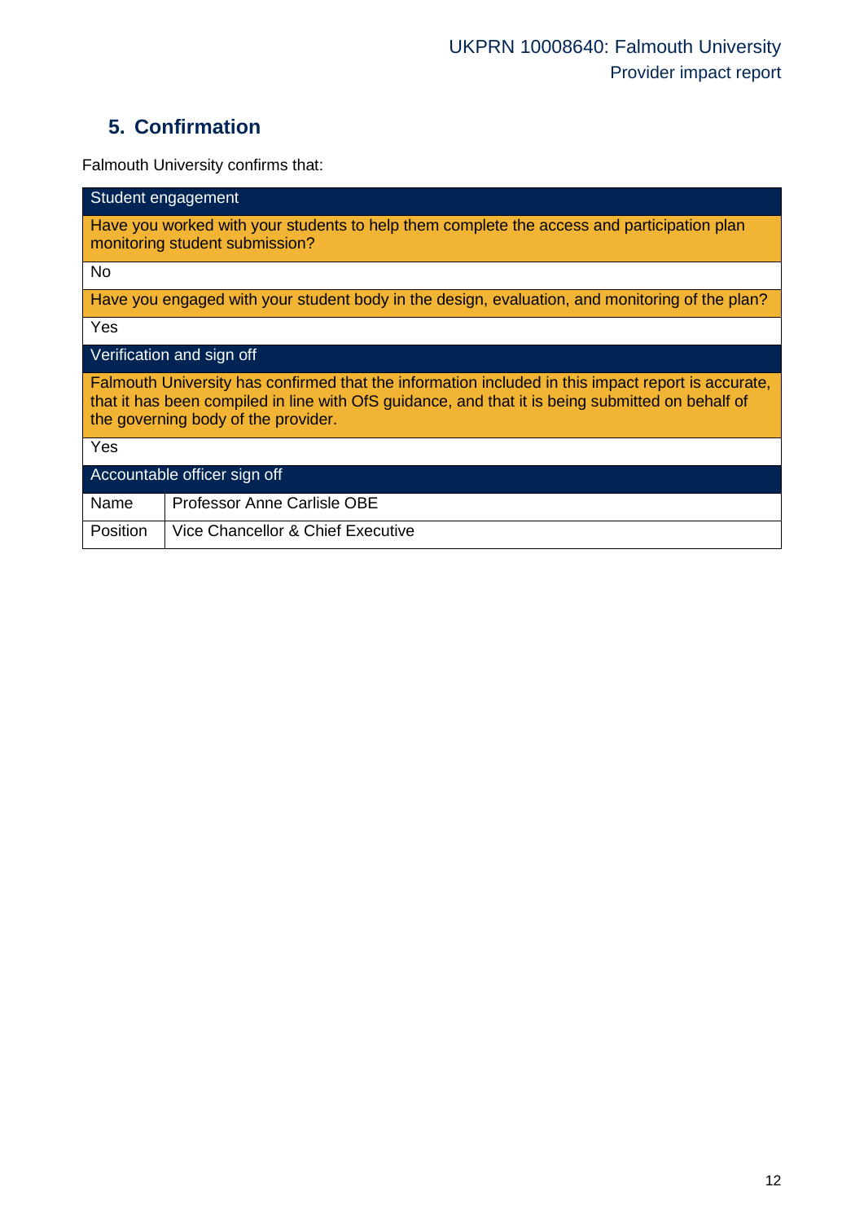## 5. Confirmation

Falmouth University confirms that:

| Student engagement | |
|---|---|
| Have you worked with your students to help them complete the access and participation plan monitoring student submission? | |
| No | |
| Have you engaged with your student body in the design, evaluation, and monitoring of the plan? | |
| Yes | |
| **Verification and sign off** | |
| Falmouth University has confirmed that the information included in this impact report is accurate, that it has been compiled in line with OfS guidance, and that it is being submitted on behalf of the governing body of the provider. | |
| Yes | |
| **Accountable officer sign off** | |
| Name | Professor Anne Carlisle OBE |
| Position | Vice Chancellor & Chief Executive |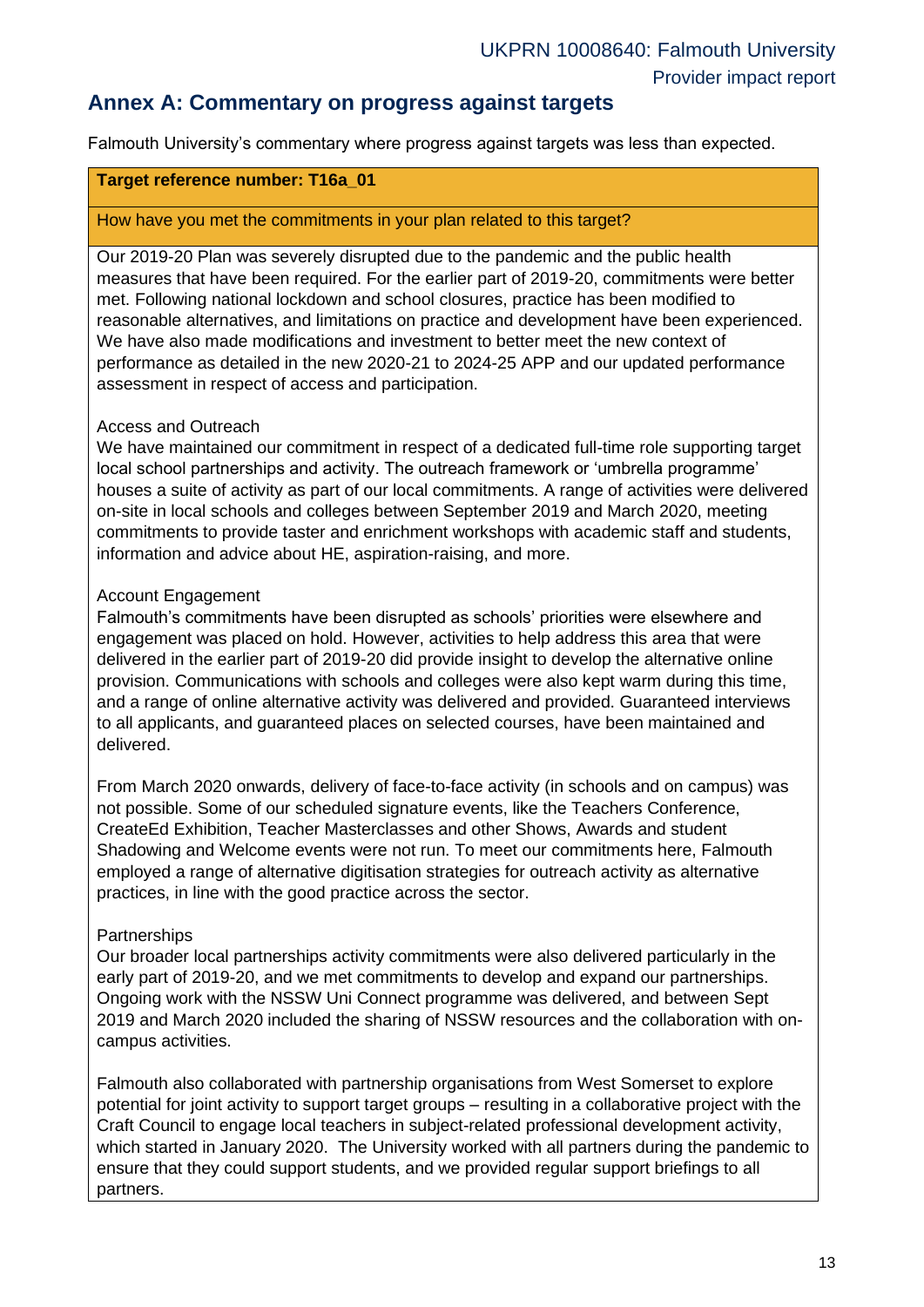## Annex A: Commentary on progress against targets

Falmouth University's commentary where progress against targets was less than expected.

| **Target reference number: T16a_01** |
|---|
| How have you met the commitments in your plan related to this target? |
| Our 2019-20 Plan was severely disrupted due to the pandemic and the public health measures that have been required. For the earlier part of 2019-20, commitments were better met. Following national lockdown and school closures, practice has been modified to reasonable alternatives, and limitations on practice and development have been experienced. We have also made modifications and investment to better meet the new context of performance as detailed in the new 2020-21 to 2024-25 APP and our updated performance assessment in respect of access and participation.<br><br>Access and Outreach<br>We have maintained our commitment in respect of a dedicated full-time role supporting target local school partnerships and activity. The outreach framework or 'umbrella programme' houses a suite of activity as part of our local commitments. A range of activities were delivered on-site in local schools and colleges between September 2019 and March 2020, meeting commitments to provide taster and enrichment workshops with academic staff and students, information and advice about HE, aspiration-raising, and more.<br><br>Account Engagement<br>Falmouth's commitments have been disrupted as schools' priorities were elsewhere and engagement was placed on hold. However, activities to help address this area that were delivered in the earlier part of 2019-20 did provide insight to develop the alternative online provision. Communications with schools and colleges were also kept warm during this time, and a range of online alternative activity was delivered and provided. Guaranteed interviews to all applicants, and guaranteed places on selected courses, have been maintained and delivered.<br><br>From March 2020 onwards, delivery of face-to-face activity (in schools and on campus) was not possible. Some of our scheduled signature events, like the Teachers Conference, CreateEd Exhibition, Teacher Masterclasses and other Shows, Awards and student Shadowing and Welcome events were not run. To meet our commitments here, Falmouth employed a range of alternative digitisation strategies for outreach activity as alternative practices, in line with the good practice across the sector.<br><br>Partnerships<br>Our broader local partnerships activity commitments were also delivered particularly in the early part of 2019-20, and we met commitments to develop and expand our partnerships. Ongoing work with the NSSW Uni Connect programme was delivered, and between Sept 2019 and March 2020 included the sharing of NSSW resources and the collaboration with on-campus activities.<br><br>Falmouth also collaborated with partnership organisations from West Somerset to explore potential for joint activity to support target groups – resulting in a collaborative project with the Craft Council to engage local teachers in subject-related professional development activity, which started in January 2020. The University worked with all partners during the pandemic to ensure that they could support students, and we provided regular support briefings to all partners. |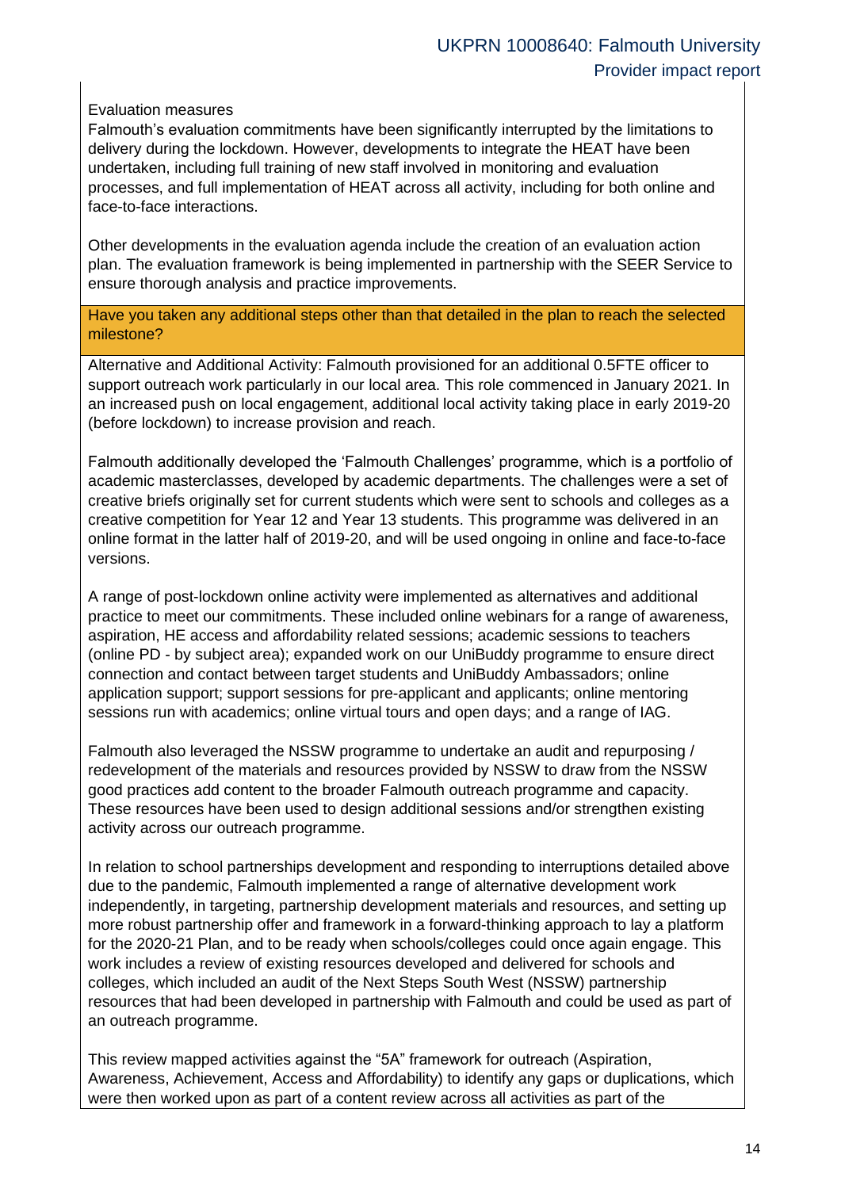Evaluation measures

Falmouth's evaluation commitments have been significantly interrupted by the limitations to delivery during the lockdown. However, developments to integrate the HEAT have been undertaken, including full training of new staff involved in monitoring and evaluation processes, and full implementation of HEAT across all activity, including for both online and face-to-face interactions.

Other developments in the evaluation agenda include the creation of an evaluation action plan. The evaluation framework is being implemented in partnership with the SEER Service to ensure thorough analysis and practice improvements.

**Have you taken any additional steps other than that detailed in the plan to reach the selected milestone?**

Alternative and Additional Activity: Falmouth provisioned for an additional 0.5FTE officer to support outreach work particularly in our local area. This role commenced in January 2021. In an increased push on local engagement, additional local activity taking place in early 2019-20 (before lockdown) to increase provision and reach.

Falmouth additionally developed the 'Falmouth Challenges' programme, which is a portfolio of academic masterclasses, developed by academic departments. The challenges were a set of creative briefs originally set for current students which were sent to schools and colleges as a creative competition for Year 12 and Year 13 students. This programme was delivered in an online format in the latter half of 2019-20, and will be used ongoing in online and face-to-face versions.

A range of post-lockdown online activity were implemented as alternatives and additional practice to meet our commitments. These included online webinars for a range of awareness, aspiration, HE access and affordability related sessions; academic sessions to teachers (online PD - by subject area); expanded work on our UniBuddy programme to ensure direct connection and contact between target students and UniBuddy Ambassadors; online application support; support sessions for pre-applicant and applicants; online mentoring sessions run with academics; online virtual tours and open days; and a range of IAG.

Falmouth also leveraged the NSSW programme to undertake an audit and repurposing / redevelopment of the materials and resources provided by NSSW to draw from the NSSW good practices add content to the broader Falmouth outreach programme and capacity. These resources have been used to design additional sessions and/or strengthen existing activity across our outreach programme.

In relation to school partnerships development and responding to interruptions detailed above due to the pandemic, Falmouth implemented a range of alternative development work independently, in targeting, partnership development materials and resources, and setting up more robust partnership offer and framework in a forward-thinking approach to lay a platform for the 2020-21 Plan, and to be ready when schools/colleges could once again engage. This work includes a review of existing resources developed and delivered for schools and colleges, which included an audit of the Next Steps South West (NSSW) partnership resources that had been developed in partnership with Falmouth and could be used as part of an outreach programme.

This review mapped activities against the "5A" framework for outreach (Aspiration, Awareness, Achievement, Access and Affordability) to identify any gaps or duplications, which were then worked upon as part of a content review across all activities as part of the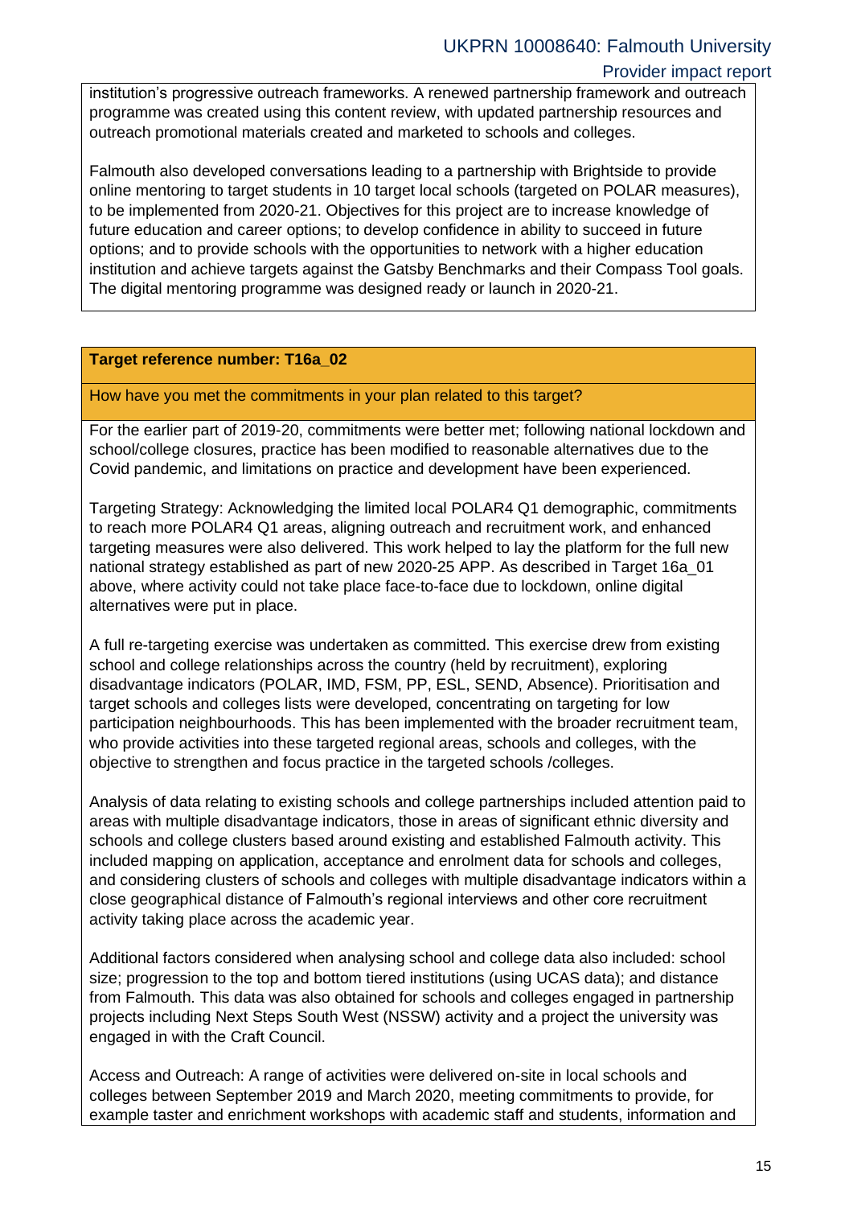institution's progressive outreach frameworks. A renewed partnership framework and outreach programme was created using this content review, with updated partnership resources and outreach promotional materials created and marketed to schools and colleges.

Falmouth also developed conversations leading to a partnership with Brightside to provide online mentoring to target students in 10 target local schools (targeted on POLAR measures), to be implemented from 2020-21. Objectives for this project are to increase knowledge of future education and career options; to develop confidence in ability to succeed in future options; and to provide schools with the opportunities to network with a higher education institution and achieve targets against the Gatsby Benchmarks and their Compass Tool goals. The digital mentoring programme was designed ready or launch in 2020-21.

**Target reference number: T16a_02**

How have you met the commitments in your plan related to this target?

For the earlier part of 2019-20, commitments were better met; following national lockdown and school/college closures, practice has been modified to reasonable alternatives due to the Covid pandemic, and limitations on practice and development have been experienced.

Targeting Strategy: Acknowledging the limited local POLAR4 Q1 demographic, commitments to reach more POLAR4 Q1 areas, aligning outreach and recruitment work, and enhanced targeting measures were also delivered. This work helped to lay the platform for the full new national strategy established as part of new 2020-25 APP. As described in Target 16a_01 above, where activity could not take place face-to-face due to lockdown, online digital alternatives were put in place.

A full re-targeting exercise was undertaken as committed. This exercise drew from existing school and college relationships across the country (held by recruitment), exploring disadvantage indicators (POLAR, IMD, FSM, PP, ESL, SEND, Absence). Prioritisation and target schools and colleges lists were developed, concentrating on targeting for low participation neighbourhoods. This has been implemented with the broader recruitment team, who provide activities into these targeted regional areas, schools and colleges, with the objective to strengthen and focus practice in the targeted schools /colleges.

Analysis of data relating to existing schools and college partnerships included attention paid to areas with multiple disadvantage indicators, those in areas of significant ethnic diversity and schools and college clusters based around existing and established Falmouth activity. This included mapping on application, acceptance and enrolment data for schools and colleges, and considering clusters of schools and colleges with multiple disadvantage indicators within a close geographical distance of Falmouth's regional interviews and other core recruitment activity taking place across the academic year.

Additional factors considered when analysing school and college data also included: school size; progression to the top and bottom tiered institutions (using UCAS data); and distance from Falmouth. This data was also obtained for schools and colleges engaged in partnership projects including Next Steps South West (NSSW) activity and a project the university was engaged in with the Craft Council.

Access and Outreach: A range of activities were delivered on-site in local schools and colleges between September 2019 and March 2020, meeting commitments to provide, for example taster and enrichment workshops with academic staff and students, information and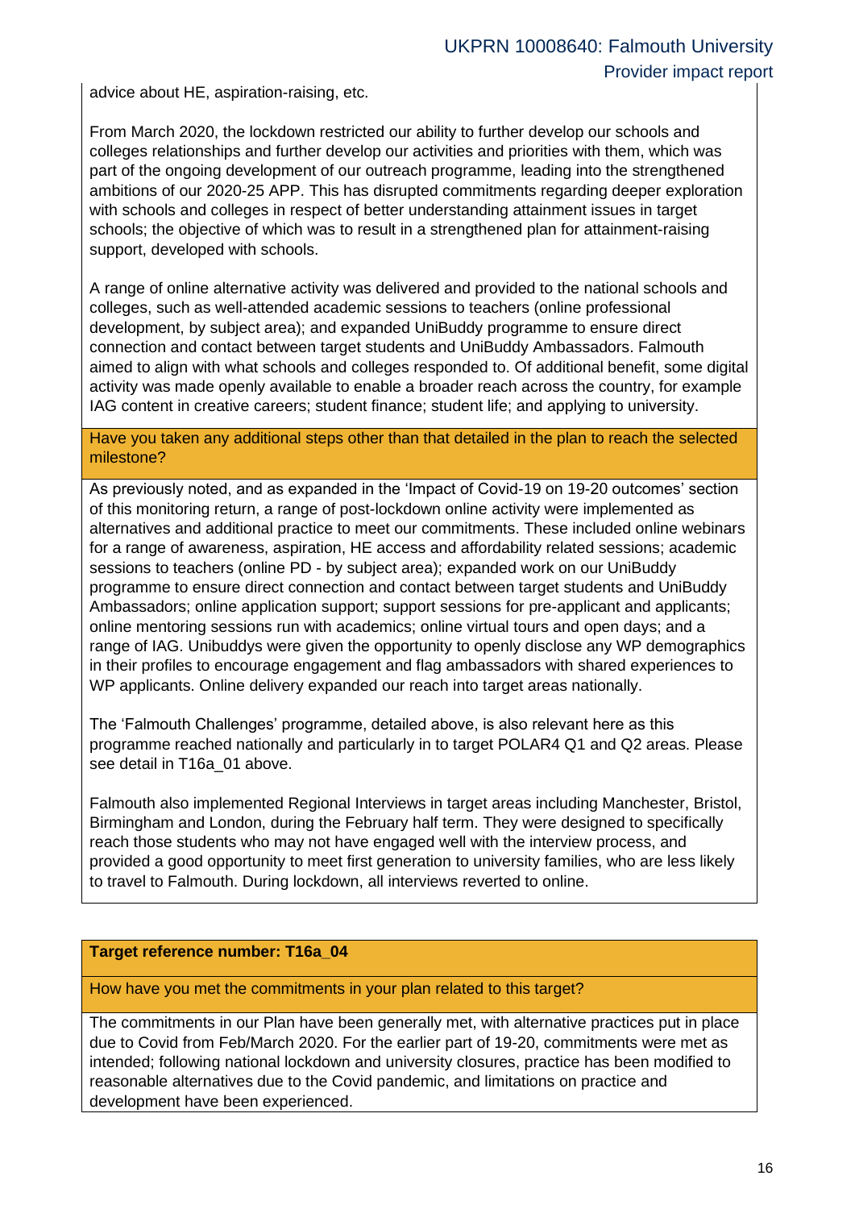advice about HE, aspiration-raising, etc.

From March 2020, the lockdown restricted our ability to further develop our schools and colleges relationships and further develop our activities and priorities with them, which was part of the ongoing development of our outreach programme, leading into the strengthened ambitions of our 2020-25 APP. This has disrupted commitments regarding deeper exploration with schools and colleges in respect of better understanding attainment issues in target schools; the objective of which was to result in a strengthened plan for attainment-raising support, developed with schools.

A range of online alternative activity was delivered and provided to the national schools and colleges, such as well-attended academic sessions to teachers (online professional development, by subject area); and expanded UniBuddy programme to ensure direct connection and contact between target students and UniBuddy Ambassadors. Falmouth aimed to align with what schools and colleges responded to. Of additional benefit, some digital activity was made openly available to enable a broader reach across the country, for example IAG content in creative careers; student finance; student life; and applying to university.

**Have you taken any additional steps other than that detailed in the plan to reach the selected milestone?**

As previously noted, and as expanded in the 'Impact of Covid-19 on 19-20 outcomes' section of this monitoring return, a range of post-lockdown online activity were implemented as alternatives and additional practice to meet our commitments. These included online webinars for a range of awareness, aspiration, HE access and affordability related sessions; academic sessions to teachers (online PD - by subject area); expanded work on our UniBuddy programme to ensure direct connection and contact between target students and UniBuddy Ambassadors; online application support; support sessions for pre-applicant and applicants; online mentoring sessions run with academics; online virtual tours and open days; and a range of IAG. Unibuddys were given the opportunity to openly disclose any WP demographics in their profiles to encourage engagement and flag ambassadors with shared experiences to WP applicants. Online delivery expanded our reach into target areas nationally.

The 'Falmouth Challenges' programme, detailed above, is also relevant here as this programme reached nationally and particularly in to target POLAR4 Q1 and Q2 areas. Please see detail in T16a_01 above.

Falmouth also implemented Regional Interviews in target areas including Manchester, Bristol, Birmingham and London, during the February half term. They were designed to specifically reach those students who may not have engaged well with the interview process, and provided a good opportunity to meet first generation to university families, who are less likely to travel to Falmouth. During lockdown, all interviews reverted to online.

**Target reference number: T16a_04**

**How have you met the commitments in your plan related to this target?**

The commitments in our Plan have been generally met, with alternative practices put in place due to Covid from Feb/March 2020. For the earlier part of 19-20, commitments were met as intended; following national lockdown and university closures, practice has been modified to reasonable alternatives due to the Covid pandemic, and limitations on practice and development have been experienced.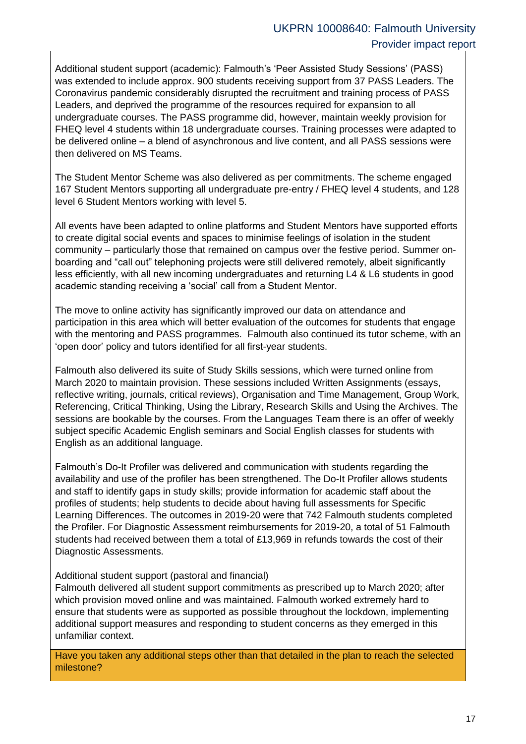Additional student support (academic): Falmouth's 'Peer Assisted Study Sessions' (PASS) was extended to include approx. 900 students receiving support from 37 PASS Leaders. The Coronavirus pandemic considerably disrupted the recruitment and training process of PASS Leaders, and deprived the programme of the resources required for expansion to all undergraduate courses. The PASS programme did, however, maintain weekly provision for FHEQ level 4 students within 18 undergraduate courses. Training processes were adapted to be delivered online – a blend of asynchronous and live content, and all PASS sessions were then delivered on MS Teams.

The Student Mentor Scheme was also delivered as per commitments. The scheme engaged 167 Student Mentors supporting all undergraduate pre-entry / FHEQ level 4 students, and 128 level 6 Student Mentors working with level 5.

All events have been adapted to online platforms and Student Mentors have supported efforts to create digital social events and spaces to minimise feelings of isolation in the student community – particularly those that remained on campus over the festive period. Summer on-boarding and "call out" telephoning projects were still delivered remotely, albeit significantly less efficiently, with all new incoming undergraduates and returning L4 & L6 students in good academic standing receiving a 'social' call from a Student Mentor.

The move to online activity has significantly improved our data on attendance and participation in this area which will better evaluation of the outcomes for students that engage with the mentoring and PASS programmes. Falmouth also continued its tutor scheme, with an 'open door' policy and tutors identified for all first-year students.

Falmouth also delivered its suite of Study Skills sessions, which were turned online from March 2020 to maintain provision. These sessions included Written Assignments (essays, reflective writing, journals, critical reviews), Organisation and Time Management, Group Work, Referencing, Critical Thinking, Using the Library, Research Skills and Using the Archives. The sessions are bookable by the courses. From the Languages Team there is an offer of weekly subject specific Academic English seminars and Social English classes for students with English as an additional language.

Falmouth's Do-It Profiler was delivered and communication with students regarding the availability and use of the profiler has been strengthened. The Do-It Profiler allows students and staff to identify gaps in study skills; provide information for academic staff about the profiles of students; help students to decide about having full assessments for Specific Learning Differences. The outcomes in 2019-20 were that 742 Falmouth students completed the Profiler. For Diagnostic Assessment reimbursements for 2019-20, a total of 51 Falmouth students had received between them a total of £13,969 in refunds towards the cost of their Diagnostic Assessments.

Additional student support (pastoral and financial)
Falmouth delivered all student support commitments as prescribed up to March 2020; after which provision moved online and was maintained. Falmouth worked extremely hard to ensure that students were as supported as possible throughout the lockdown, implementing additional support measures and responding to student concerns as they emerged in this unfamiliar context.

**Have you taken any additional steps other than that detailed in the plan to reach the selected milestone?**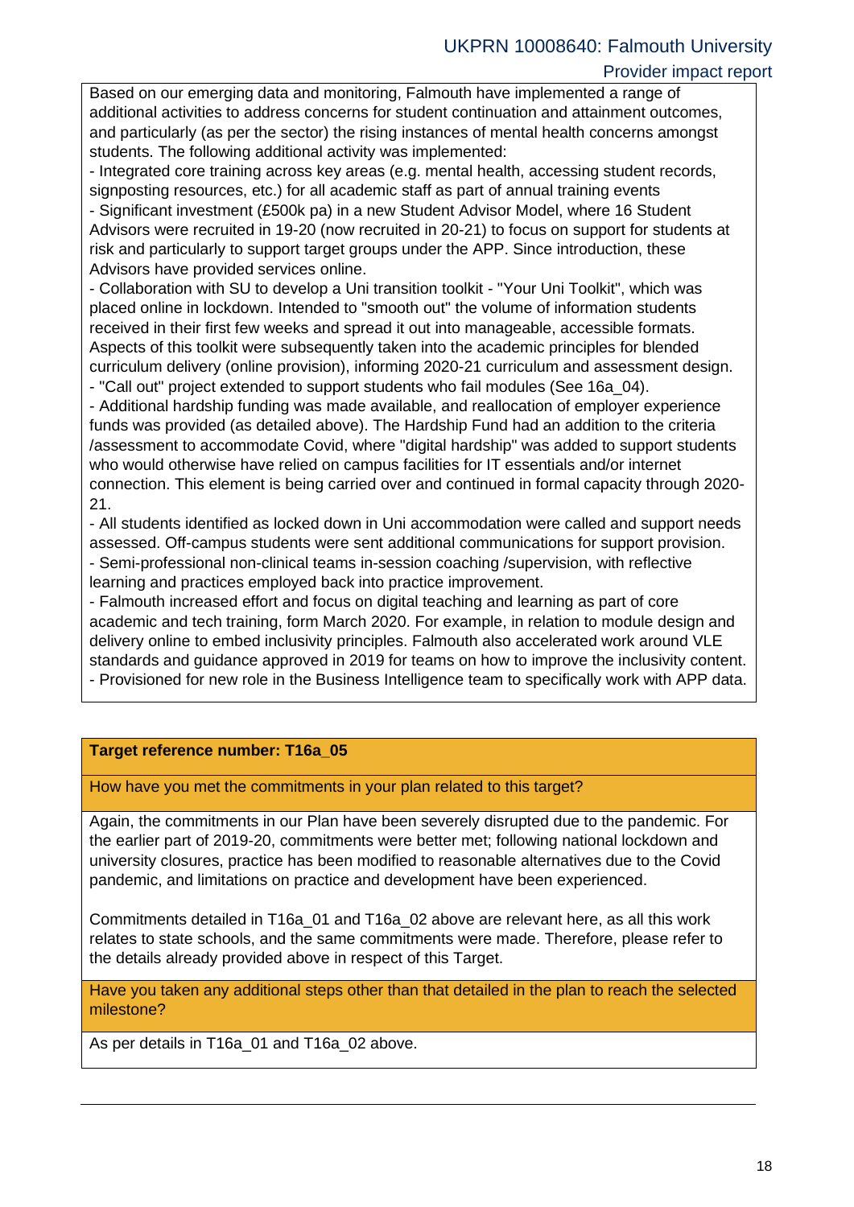Based on our emerging data and monitoring, Falmouth have implemented a range of additional activities to address concerns for student continuation and attainment outcomes, and particularly (as per the sector) the rising instances of mental health concerns amongst students. The following additional activity was implemented:

- Integrated core training across key areas (e.g. mental health, accessing student records, signposting resources, etc.) for all academic staff as part of annual training events
- Significant investment (£500k pa) in a new Student Advisor Model, where 16 Student Advisors were recruited in 19-20 (now recruited in 20-21) to focus on support for students at risk and particularly to support target groups under the APP. Since introduction, these Advisors have provided services online.
- Collaboration with SU to develop a Uni transition toolkit - "Your Uni Toolkit", which was placed online in lockdown. Intended to "smooth out" the volume of information students received in their first few weeks and spread it out into manageable, accessible formats. Aspects of this toolkit were subsequently taken into the academic principles for blended curriculum delivery (online provision), informing 2020-21 curriculum and assessment design.
- "Call out" project extended to support students who fail modules (See 16a_04).
- Additional hardship funding was made available, and reallocation of employer experience funds was provided (as detailed above). The Hardship Fund had an addition to the criteria /assessment to accommodate Covid, where "digital hardship" was added to support students who would otherwise have relied on campus facilities for IT essentials and/or internet connection. This element is being carried over and continued in formal capacity through 2020-21.
- All students identified as locked down in Uni accommodation were called and support needs assessed. Off-campus students were sent additional communications for support provision.
- Semi-professional non-clinical teams in-session coaching /supervision, with reflective learning and practices employed back into practice improvement.
- Falmouth increased effort and focus on digital teaching and learning as part of core academic and tech training, form March 2020. For example, in relation to module design and delivery online to embed inclusivity principles. Falmouth also accelerated work around VLE standards and guidance approved in 2019 for teams on how to improve the inclusivity content.
- Provisioned for new role in the Business Intelligence team to specifically work with APP data.

**Target reference number: T16a_05**

How have you met the commitments in your plan related to this target?

Again, the commitments in our Plan have been severely disrupted due to the pandemic. For the earlier part of 2019-20, commitments were better met; following national lockdown and university closures, practice has been modified to reasonable alternatives due to the Covid pandemic, and limitations on practice and development have been experienced.

Commitments detailed in T16a_01 and T16a_02 above are relevant here, as all this work relates to state schools, and the same commitments were made. Therefore, please refer to the details already provided above in respect of this Target.

Have you taken any additional steps other than that detailed in the plan to reach the selected milestone?

As per details in T16a_01 and T16a_02 above.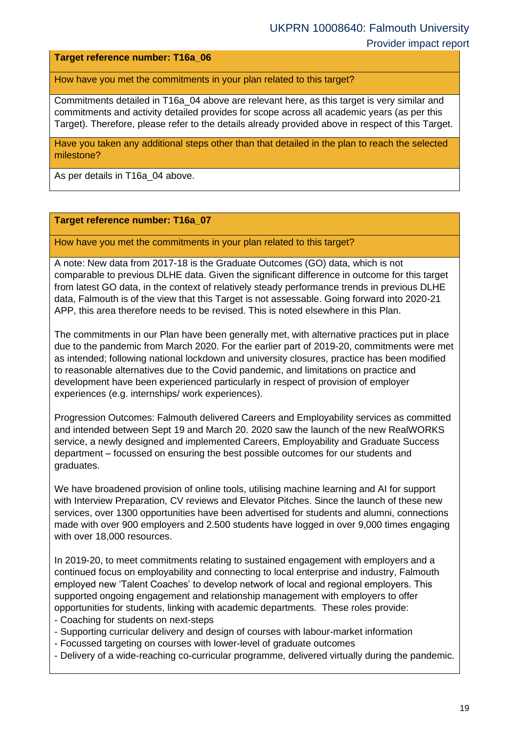**Target reference number: T16a_06**

How have you met the commitments in your plan related to this target?

Commitments detailed in T16a_04 above are relevant here, as this target is very similar and commitments and activity detailed provides for scope across all academic years (as per this Target). Therefore, please refer to the details already provided above in respect of this Target.

Have you taken any additional steps other than that detailed in the plan to reach the selected milestone?

As per details in T16a_04 above.

**Target reference number: T16a_07**

How have you met the commitments in your plan related to this target?

A note: New data from 2017-18 is the Graduate Outcomes (GO) data, which is not comparable to previous DLHE data. Given the significant difference in outcome for this target from latest GO data, in the context of relatively steady performance trends in previous DLHE data, Falmouth is of the view that this Target is not assessable. Going forward into 2020-21 APP, this area therefore needs to be revised. This is noted elsewhere in this Plan.

The commitments in our Plan have been generally met, with alternative practices put in place due to the pandemic from March 2020. For the earlier part of 2019-20, commitments were met as intended; following national lockdown and university closures, practice has been modified to reasonable alternatives due to the Covid pandemic, and limitations on practice and development have been experienced particularly in respect of provision of employer experiences (e.g. internships/ work experiences).

Progression Outcomes: Falmouth delivered Careers and Employability services as committed and intended between Sept 19 and March 20. 2020 saw the launch of the new RealWORKS service, a newly designed and implemented Careers, Employability and Graduate Success department – focussed on ensuring the best possible outcomes for our students and graduates.

We have broadened provision of online tools, utilising machine learning and AI for support with Interview Preparation, CV reviews and Elevator Pitches. Since the launch of these new services, over 1300 opportunities have been advertised for students and alumni, connections made with over 900 employers and 2.500 students have logged in over 9,000 times engaging with over 18,000 resources.

In 2019-20, to meet commitments relating to sustained engagement with employers and a continued focus on employability and connecting to local enterprise and industry, Falmouth employed new 'Talent Coaches' to develop network of local and regional employers. This supported ongoing engagement and relationship management with employers to offer opportunities for students, linking with academic departments. These roles provide:

- Coaching for students on next-steps
- Supporting curricular delivery and design of courses with labour-market information
- Focussed targeting on courses with lower-level of graduate outcomes
- Delivery of a wide-reaching co-curricular programme, delivered virtually during the pandemic.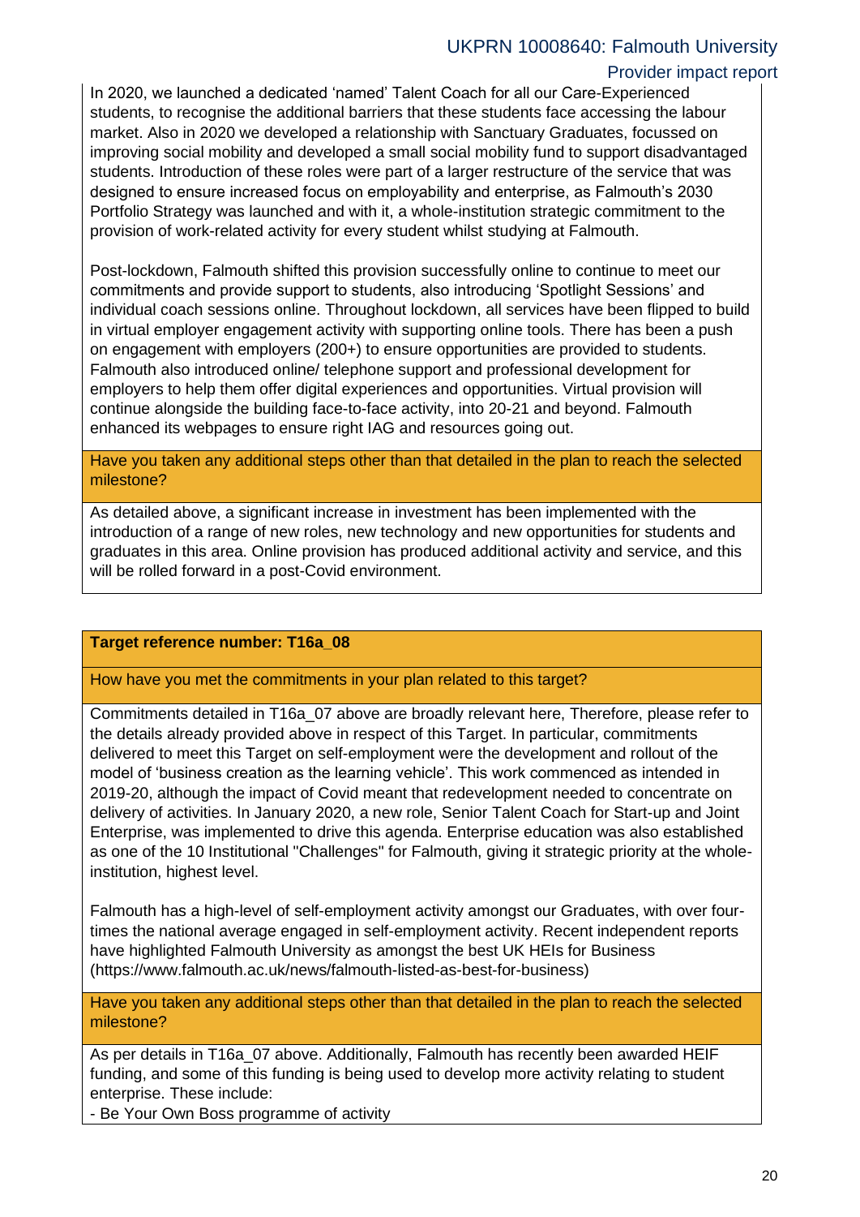In 2020, we launched a dedicated 'named' Talent Coach for all our Care-Experienced students, to recognise the additional barriers that these students face accessing the labour market. Also in 2020 we developed a relationship with Sanctuary Graduates, focussed on improving social mobility and developed a small social mobility fund to support disadvantaged students. Introduction of these roles were part of a larger restructure of the service that was designed to ensure increased focus on employability and enterprise, as Falmouth's 2030 Portfolio Strategy was launched and with it, a whole-institution strategic commitment to the provision of work-related activity for every student whilst studying at Falmouth.

Post-lockdown, Falmouth shifted this provision successfully online to continue to meet our commitments and provide support to students, also introducing 'Spotlight Sessions' and individual coach sessions online. Throughout lockdown, all services have been flipped to build in virtual employer engagement activity with supporting online tools. There has been a push on engagement with employers (200+) to ensure opportunities are provided to students. Falmouth also introduced online/ telephone support and professional development for employers to help them offer digital experiences and opportunities. Virtual provision will continue alongside the building face-to-face activity, into 20-21 and beyond. Falmouth enhanced its webpages to ensure right IAG and resources going out.

**Have you taken any additional steps other than that detailed in the plan to reach the selected milestone?**

As detailed above, a significant increase in investment has been implemented with the introduction of a range of new roles, new technology and new opportunities for students and graduates in this area. Online provision has produced additional activity and service, and this will be rolled forward in a post-Covid environment.

**Target reference number: T16a_08**

**How have you met the commitments in your plan related to this target?**

Commitments detailed in T16a_07 above are broadly relevant here, Therefore, please refer to the details already provided above in respect of this Target. In particular, commitments delivered to meet this Target on self-employment were the development and rollout of the model of 'business creation as the learning vehicle'. This work commenced as intended in 2019-20, although the impact of Covid meant that redevelopment needed to concentrate on delivery of activities. In January 2020, a new role, Senior Talent Coach for Start-up and Joint Enterprise, was implemented to drive this agenda. Enterprise education was also established as one of the 10 Institutional "Challenges" for Falmouth, giving it strategic priority at the whole-institution, highest level.

Falmouth has a high-level of self-employment activity amongst our Graduates, with over four-times the national average engaged in self-employment activity. Recent independent reports have highlighted Falmouth University as amongst the best UK HEIs for Business (https://www.falmouth.ac.uk/news/falmouth-listed-as-best-for-business)

**Have you taken any additional steps other than that detailed in the plan to reach the selected milestone?**

As per details in T16a_07 above. Additionally, Falmouth has recently been awarded HEIF funding, and some of this funding is being used to develop more activity relating to student enterprise. These include:

- Be Your Own Boss programme of activity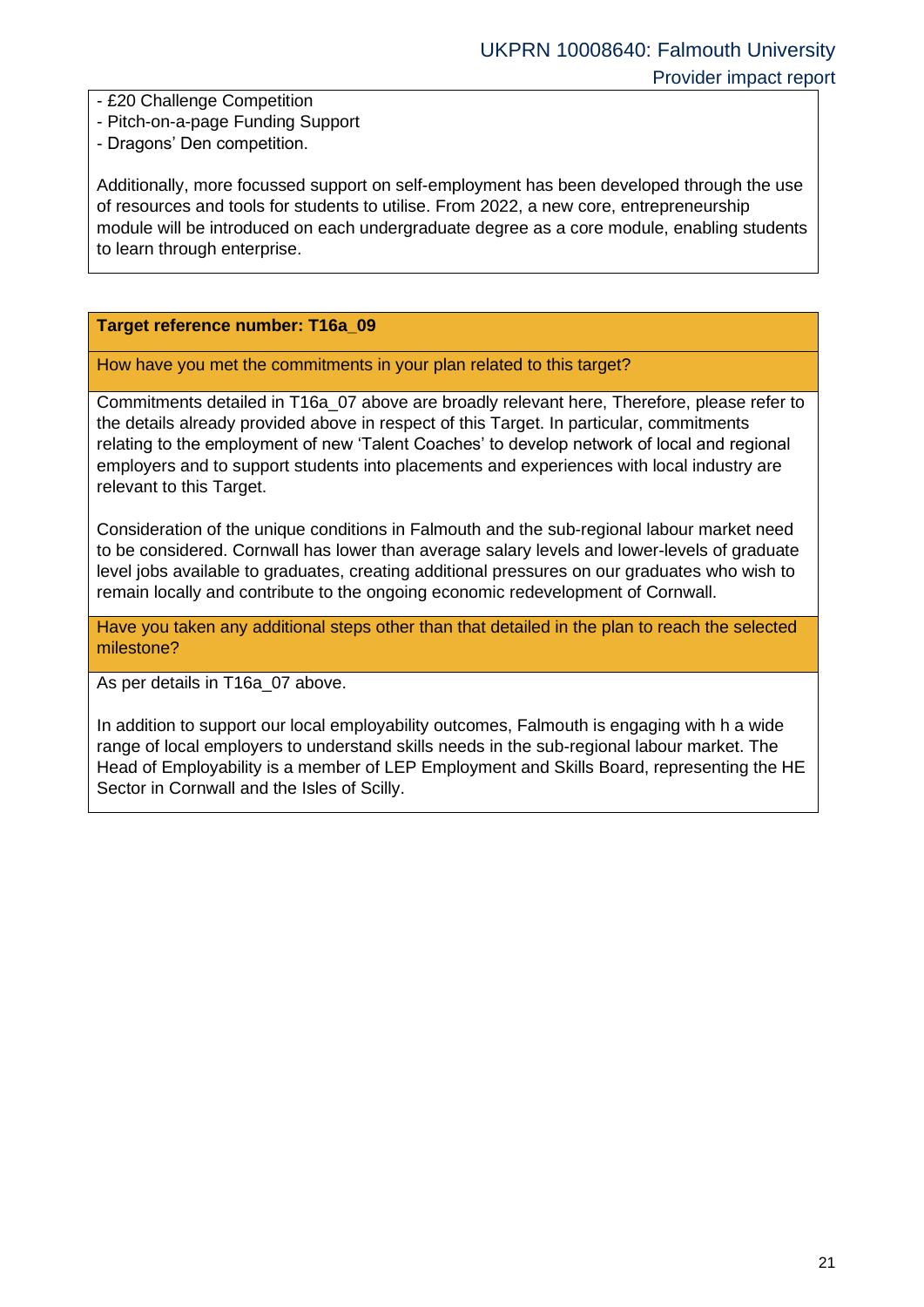- £20 Challenge Competition
- Pitch-on-a-page Funding Support
- Dragons' Den competition.

Additionally, more focussed support on self-employment has been developed through the use of resources and tools for students to utilise. From 2022, a new core, entrepreneurship module will be introduced on each undergraduate degree as a core module, enabling students to learn through enterprise.

**Target reference number: T16a_09**

How have you met the commitments in your plan related to this target?

Commitments detailed in T16a_07 above are broadly relevant here, Therefore, please refer to the details already provided above in respect of this Target. In particular, commitments relating to the employment of new 'Talent Coaches' to develop network of local and regional employers and to support students into placements and experiences with local industry are relevant to this Target.

Consideration of the unique conditions in Falmouth and the sub-regional labour market need to be considered. Cornwall has lower than average salary levels and lower-levels of graduate level jobs available to graduates, creating additional pressures on our graduates who wish to remain locally and contribute to the ongoing economic redevelopment of Cornwall.

Have you taken any additional steps other than that detailed in the plan to reach the selected milestone?

As per details in T16a_07 above.

In addition to support our local employability outcomes, Falmouth is engaging with h a wide range of local employers to understand skills needs in the sub-regional labour market. The Head of Employability is a member of LEP Employment and Skills Board, representing the HE Sector in Cornwall and the Isles of Scilly.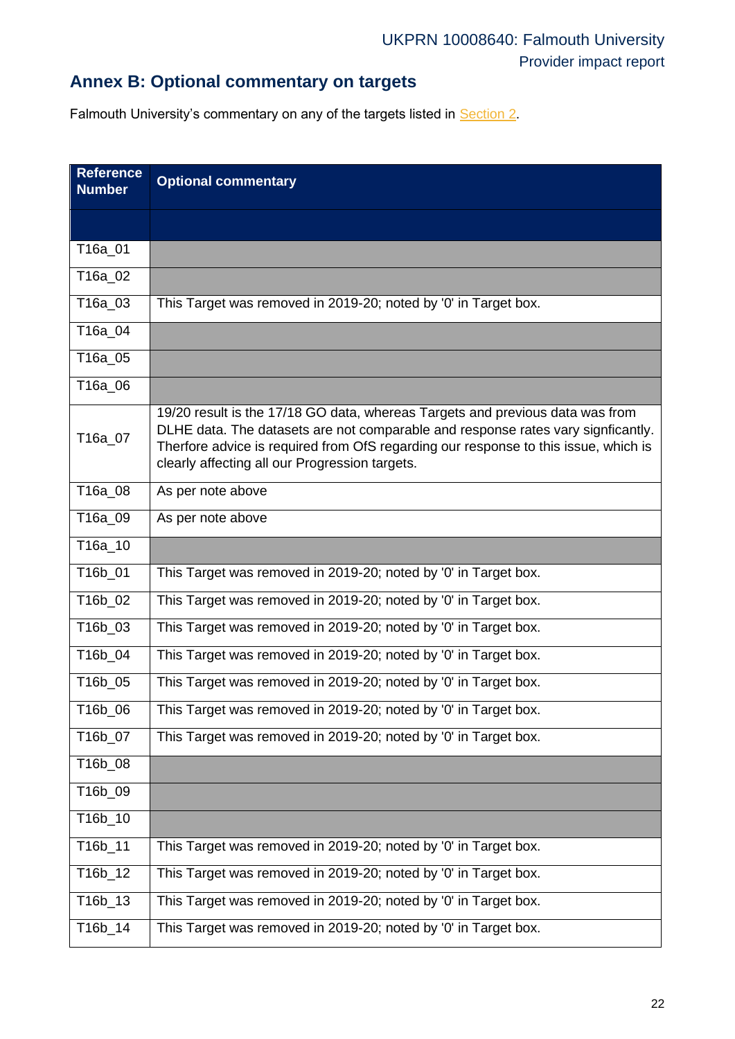## Annex B: Optional commentary on targets

Falmouth University's commentary on any of the targets listed in Section 2.

| Reference Number | Optional commentary |
|---|---|
| | |
| T16a_01 | |
| T16a_02 | |
| T16a_03 | This Target was removed in 2019-20; noted by '0' in Target box. |
| T16a_04 | |
| T16a_05 | |
| T16a_06 | |
| T16a_07 | 19/20 result is the 17/18 GO data, whereas Targets and previous data was from DLHE data. The datasets are not comparable and response rates vary signficantly. Therfore advice is required from OfS regarding our response to this issue, which is clearly affecting all our Progression targets. |
| T16a_08 | As per note above |
| T16a_09 | As per note above |
| T16a_10 | |
| T16b_01 | This Target was removed in 2019-20; noted by '0' in Target box. |
| T16b_02 | This Target was removed in 2019-20; noted by '0' in Target box. |
| T16b_03 | This Target was removed in 2019-20; noted by '0' in Target box. |
| T16b_04 | This Target was removed in 2019-20; noted by '0' in Target box. |
| T16b_05 | This Target was removed in 2019-20; noted by '0' in Target box. |
| T16b_06 | This Target was removed in 2019-20; noted by '0' in Target box. |
| T16b_07 | This Target was removed in 2019-20; noted by '0' in Target box. |
| T16b_08 | |
| T16b_09 | |
| T16b_10 | |
| T16b_11 | This Target was removed in 2019-20; noted by '0' in Target box. |
| T16b_12 | This Target was removed in 2019-20; noted by '0' in Target box. |
| T16b_13 | This Target was removed in 2019-20; noted by '0' in Target box. |
| T16b_14 | This Target was removed in 2019-20; noted by '0' in Target box. |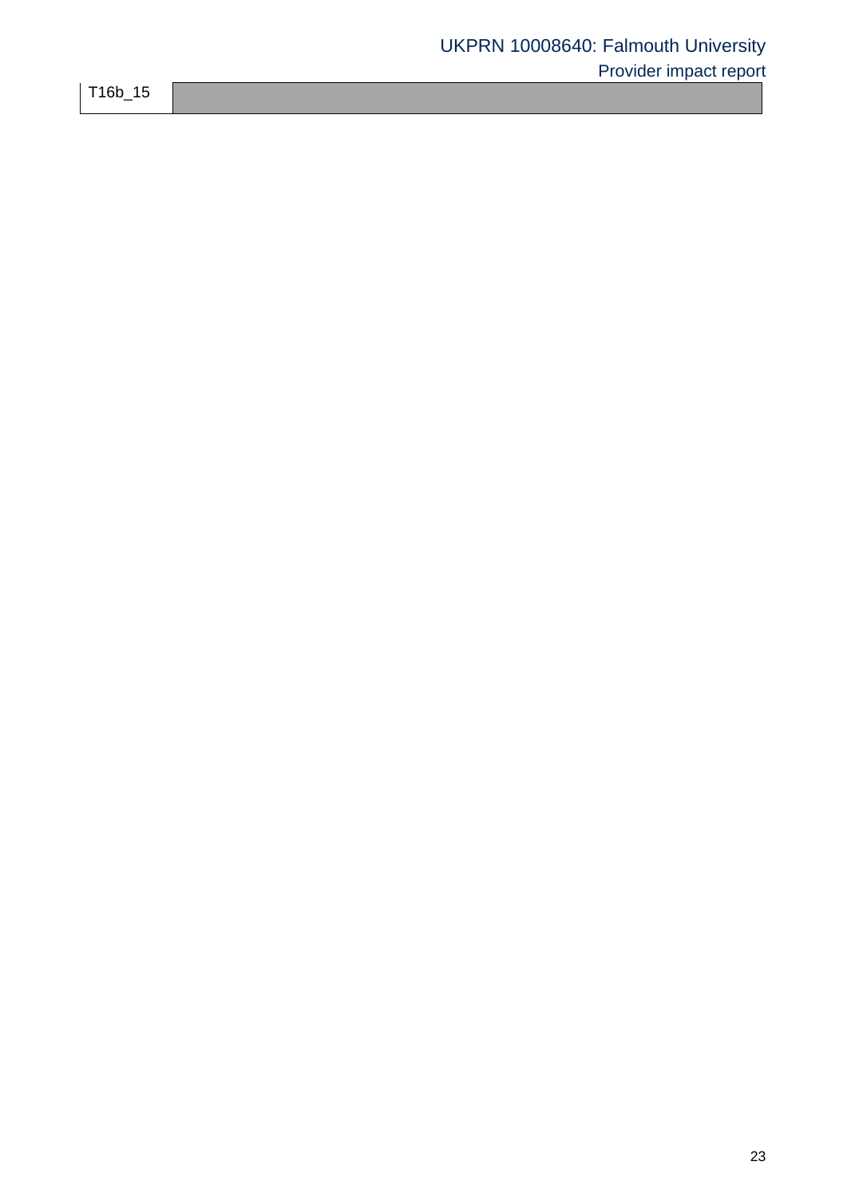| | |
|---|---|
| T16b_15 | |